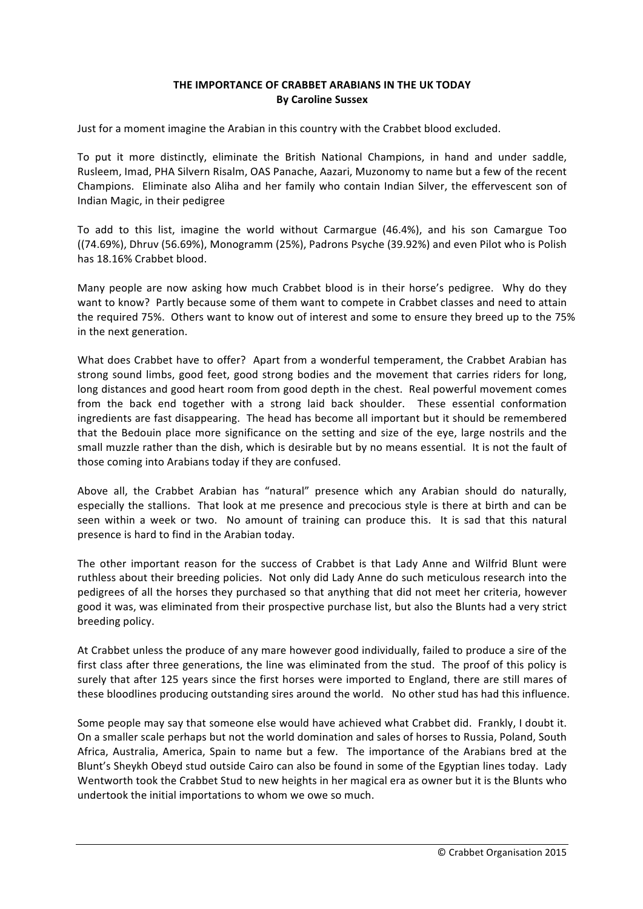# THE IMPORTANCE OF CRABBET ARABIANS IN THE UK TODAY

**By Caroline Sussex**

Just for a moment imagine the Arabian in this country with the Crabbet blood excluded.

To put it more distinctly, eliminate the British National Champions, in hand and under saddle, Rusleem, Imad, PHA Silvern Risalm, OAS Panache, Aazari, Muzonomy to name but a few of the recent Champions. Eliminate also Aliha and her family who contain Indian Silver, the effervescent son of Indian Magic, in their pedigree

To add to this list, imagine the world without Carmargue (46.4%), and his son Camargue Too ((74.69%), Dhruv (56.69%), Monogramm (25%), Padrons Psyche (39.92%) and even Pilot who is Polish has 18.16% Crabbet blood.

Many people are now asking how much Crabbet blood is in their horse's pedigree. Why do they want to know? Partly because some of them want to compete in Crabbet classes and need to attain the required 75%. Others want to know out of interest and some to ensure they breed up to the 75% in the next generation.

What does Crabbet have to offer? Apart from a wonderful temperament, the Crabbet Arabian has strong sound limbs, good feet, good strong bodies and the movement that carries riders for long, long distances and good heart room from good depth in the chest. Real powerful movement comes from the back end together with a strong laid back shoulder. These essential conformation ingredients are fast disappearing. The head has become all important but it should be remembered that the Bedouin place more significance on the setting and size of the eye, large nostrils and the small muzzle rather than the dish, which is desirable but by no means essential. It is not the fault of those coming into Arabians today if they are confused.

Above all, the Crabbet Arabian has "natural" presence which any Arabian should do naturally, especially the stallions. That look at me presence and precocious style is there at birth and can be seen within a week or two. No amount of training can produce this. It is sad that this natural presence is hard to find in the Arabian today.

The other important reason for the success of Crabbet is that Lady Anne and Wilfrid Blunt were ruthless about their breeding policies. Not only did Lady Anne do such meticulous research into the pedigrees of all the horses they purchased so that anything that did not meet her criteria, however good it was, was eliminated from their prospective purchase list, but also the Blunts had a very strict breeding policy.

At Crabbet unless the produce of any mare however good individually, failed to produce a sire of the first class after three generations, the line was eliminated from the stud. The proof of this policy is surely that after 125 years since the first horses were imported to England, there are still mares of these bloodlines producing outstanding sires around the world. No other stud has had this influence.

Some people may say that someone else would have achieved what Crabbet did. Frankly, I doubt it. On a smaller scale perhaps but not the world domination and sales of horses to Russia, Poland, South Africa, Australia, America, Spain to name but a few. The importance of the Arabians bred at the Blunt's Sheykh Obeyd stud outside Cairo can also be found in some of the Egyptian lines today. Lady Wentworth took the Crabbet Stud to new heights in her magical era as owner but it is the Blunts who undertook the initial importations to whom we owe so much.

© Crabbet Organisation 2015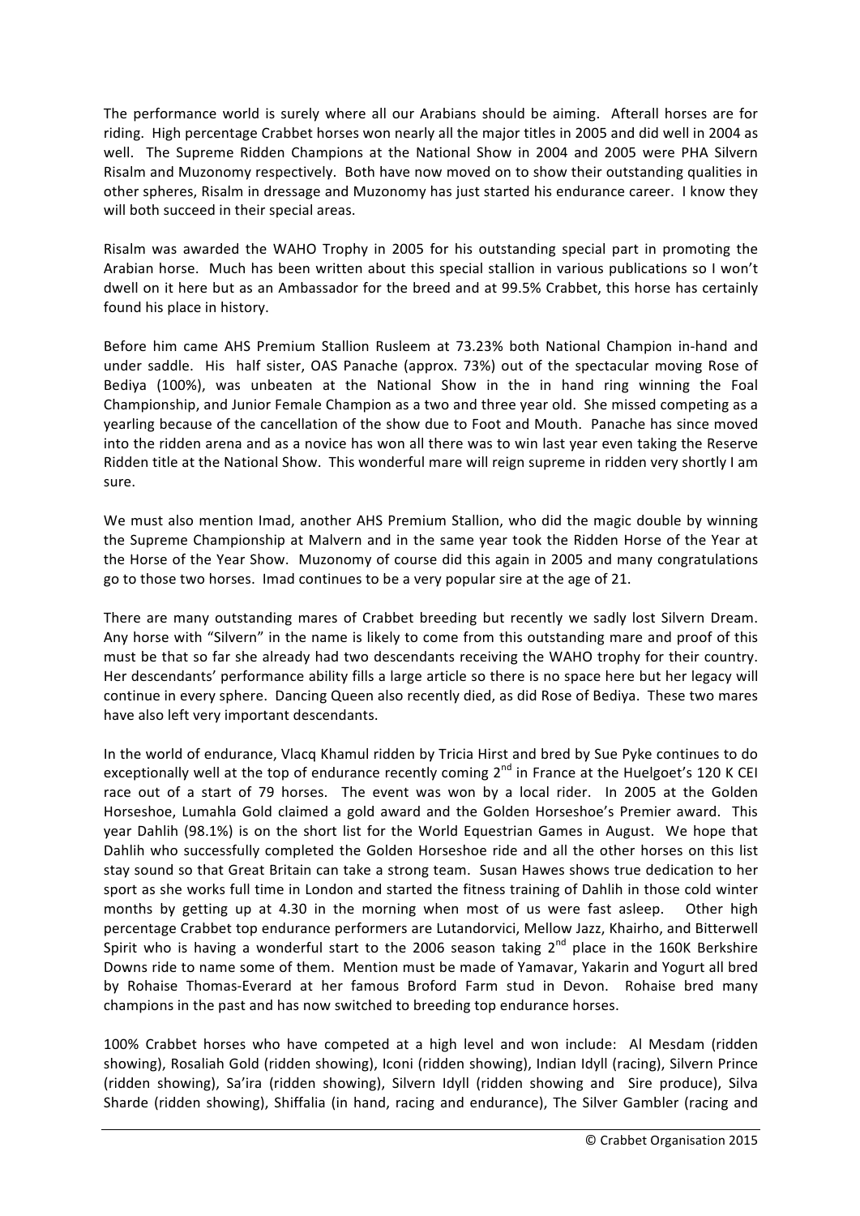The performance world is surely where all our Arabians should be aiming. Afterall horses are for riding. High percentage Crabbet horses won nearly all the major titles in 2005 and did well in 2004 as well. The Supreme Ridden Champions at the National Show in 2004 and 2005 were PHA Silvern Risalm and Muzonomy respectively. Both have now moved on to show their outstanding qualities in other spheres, Risalm in dressage and Muzonomy has just started his endurance career. I know they will both succeed in their special areas.

Risalm was awarded the WAHO Trophy in 2005 for his outstanding special part in promoting the Arabian horse. Much has been written about this special stallion in various publications so I won't dwell on it here but as an Ambassador for the breed and at 99.5% Crabbet, this horse has certainly found his place in history.

Before him came AHS Premium Stallion Rusleem at 73.23% both National Champion in-hand and under saddle. His half sister, OAS Panache (approx. 73%) out of the spectacular moving Rose of Bediya (100%), was unbeaten at the National Show in the in hand ring winning the Foal Championship, and Junior Female Champion as a two and three year old. She missed competing as a yearling because of the cancellation of the show due to Foot and Mouth. Panache has since moved into the ridden arena and as a novice has won all there was to win last year even taking the Reserve Ridden title at the National Show. This wonderful mare will reign supreme in ridden very shortly I am sure.

We must also mention Imad, another AHS Premium Stallion, who did the magic double by winning the Supreme Championship at Malvern and in the same year took the Ridden Horse of the Year at the Horse of the Year Show. Muzonomy of course did this again in 2005 and many congratulations go to those two horses. Imad continues to be a very popular sire at the age of 21.

There are many outstanding mares of Crabbet breeding but recently we sadly lost Silvern Dream. Any horse with "Silvern" in the name is likely to come from this outstanding mare and proof of this must be that so far she already had two descendants receiving the WAHO trophy for their country. Her descendants' performance ability fills a large article so there is no space here but her legacy will continue in every sphere. Dancing Queen also recently died, as did Rose of Bediya. These two mares have also left very important descendants.

In the world of endurance, Vlacq Khamul ridden by Tricia Hirst and bred by Sue Pyke continues to do exceptionally well at the top of endurance recently coming 2nd in France at the Huelgoet's 120 K CEI race out of a start of 79 horses. The event was won by a local rider. In 2005 at the Golden Horseshoe, Lumahla Gold claimed a gold award and the Golden Horseshoe's Premier award. This year Dahlih (98.1%) is on the short list for the World Equestrian Games in August. We hope that Dahlih who successfully completed the Golden Horseshoe ride and all the other horses on this list stay sound so that Great Britain can take a strong team. Susan Hawes shows true dedication to her sport as she works full time in London and started the fitness training of Dahlih in those cold winter months by getting up at 4.30 in the morning when most of us were fast asleep. Other high percentage Crabbet top endurance performers are Lutandorvici, Mellow Jazz, Khairho, and Bitterwell Spirit who is having a wonderful start to the 2006 season taking 2nd place in the 160K Berkshire Downs ride to name some of them. Mention must be made of Yamavar, Yakarin and Yogurt all bred by Rohaise Thomas-Everard at her famous Broford Farm stud in Devon. Rohaise bred many champions in the past and has now switched to breeding top endurance horses.

100% Crabbet horses who have competed at a high level and won include: Al Mesdam (ridden showing), Rosaliah Gold (ridden showing), Iconi (ridden showing), Indian Idyll (racing), Silvern Prince (ridden showing), Sa'ira (ridden showing), Silvern Idyll (ridden showing and Sire produce), Silva Sharde (ridden showing), Shiffalia (in hand, racing and endurance), The Silver Gambler (racing and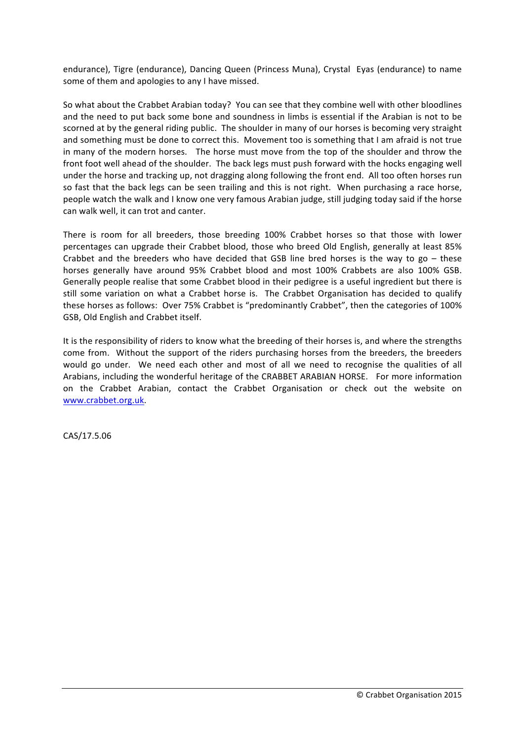endurance), Tigre (endurance), Dancing Queen (Princess Muna), Crystal Eyas (endurance) to name some of them and apologies to any I have missed.

So what about the Crabbet Arabian today? You can see that they combine well with other bloodlines and the need to put back some bone and soundness in limbs is essential if the Arabian is not to be scorned at by the general riding public. The shoulder in many of our horses is becoming very straight and something must be done to correct this. Movement too is something that I am afraid is not true in many of the modern horses. The horse must move from the top of the shoulder and throw the front foot well ahead of the shoulder. The back legs must push forward with the hocks engaging well under the horse and tracking up, not dragging along following the front end. All too often horses run so fast that the back legs can be seen trailing and this is not right. When purchasing a race horse, people watch the walk and I know one very famous Arabian judge, still judging today said if the horse can walk well, it can trot and canter.

There is room for all breeders, those breeding 100% Crabbet horses so that those with lower percentages can upgrade their Crabbet blood, those who breed Old English, generally at least 85% Crabbet and the breeders who have decided that GSB line bred horses is the way to go – these horses generally have around 95% Crabbet blood and most 100% Crabbets are also 100% GSB. Generally people realise that some Crabbet blood in their pedigree is a useful ingredient but there is still some variation on what a Crabbet horse is. The Crabbet Organisation has decided to qualify these horses as follows: Over 75% Crabbet is "predominantly Crabbet", then the categories of 100% GSB, Old English and Crabbet itself.

It is the responsibility of riders to know what the breeding of their horses is, and where the strengths come from. Without the support of the riders purchasing horses from the breeders, the breeders would go under. We need each other and most of all we need to recognise the qualities of all Arabians, including the wonderful heritage of the CRABBET ARABIAN HORSE. For more information on the Crabbet Arabian, contact the Crabbet Organisation or check out the website on [www.crabbet.org.uk](http://www.crabbet.org.uk).

CAS/17.5.06

© Crabbet Organisation 2015